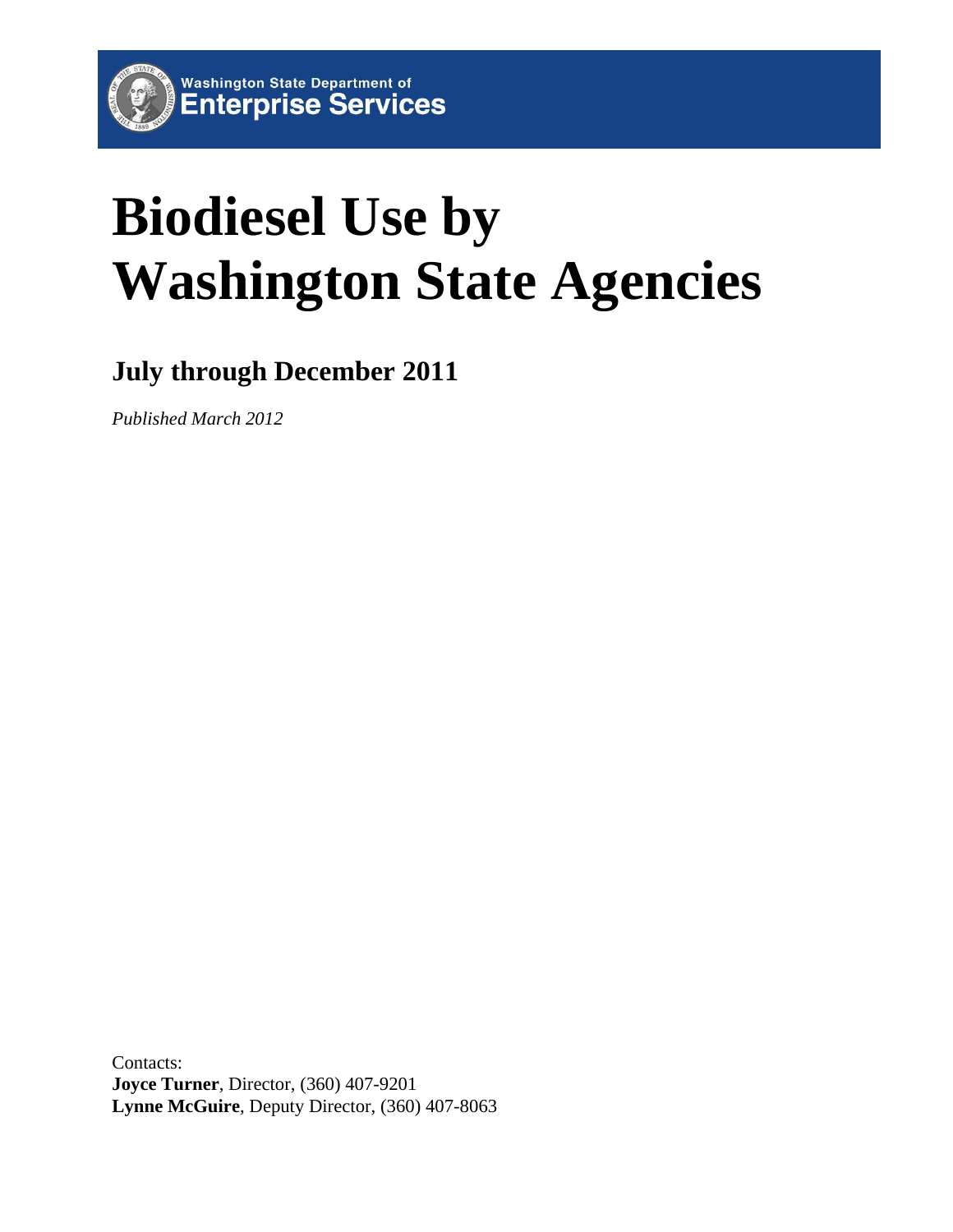Washington State Department of
Enterprise Services

# Biodiesel Use by Washington State Agencies

## July through December 2011

*Published March 2012*

Contacts:
**Joyce Turner**, Director, (360) 407-9201
**Lynne McGuire**, Deputy Director, (360) 407-8063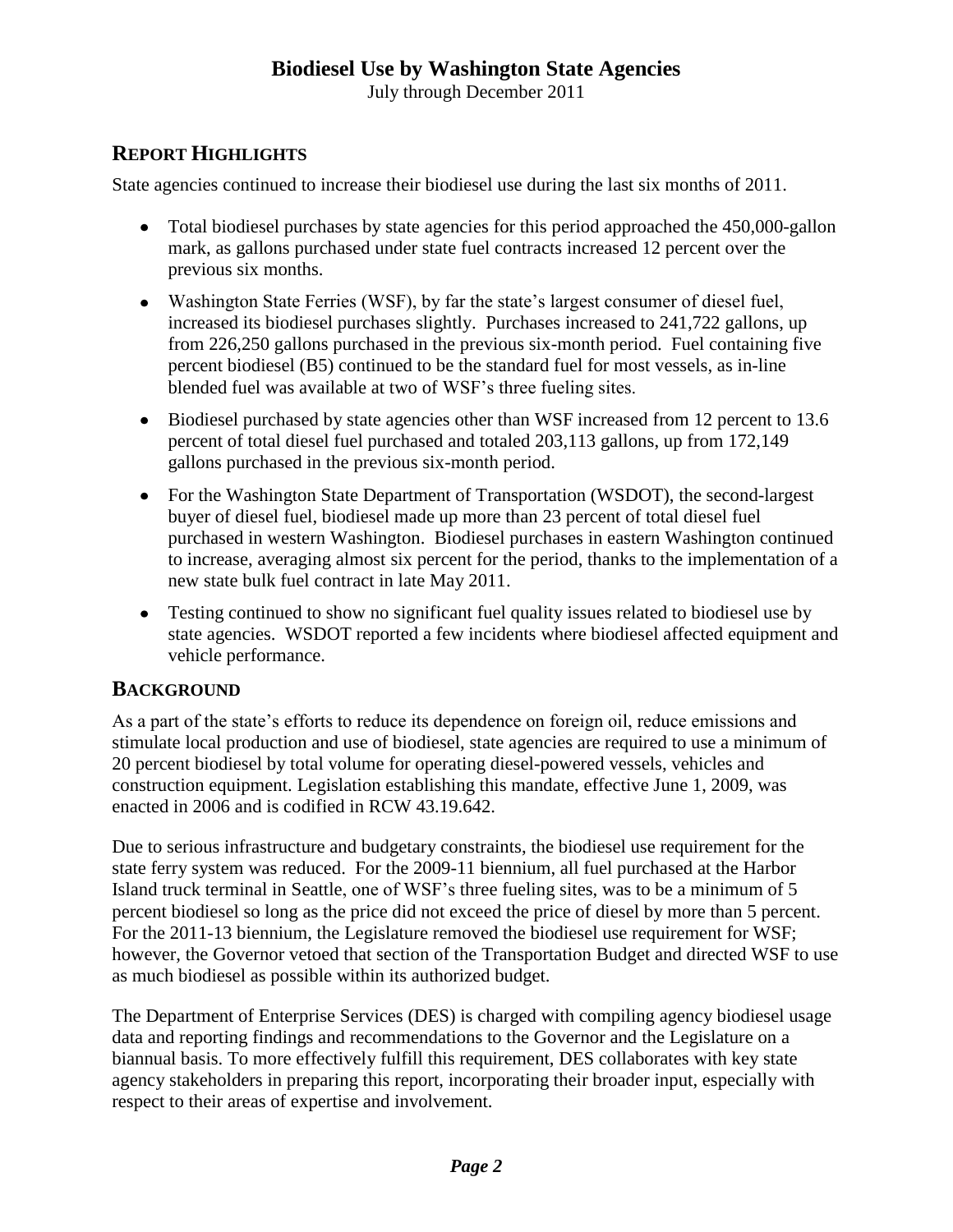# Biodiesel Use by Washington State Agencies

July through December 2011

## REPORT HIGHLIGHTS

State agencies continued to increase their biodiesel use during the last six months of 2011.

- Total biodiesel purchases by state agencies for this period approached the 450,000-gallon mark, as gallons purchased under state fuel contracts increased 12 percent over the previous six months.
- Washington State Ferries (WSF), by far the state's largest consumer of diesel fuel, increased its biodiesel purchases slightly. Purchases increased to 241,722 gallons, up from 226,250 gallons purchased in the previous six-month period. Fuel containing five percent biodiesel (B5) continued to be the standard fuel for most vessels, as in-line blended fuel was available at two of WSF's three fueling sites.
- Biodiesel purchased by state agencies other than WSF increased from 12 percent to 13.6 percent of total diesel fuel purchased and totaled 203,113 gallons, up from 172,149 gallons purchased in the previous six-month period.
- For the Washington State Department of Transportation (WSDOT), the second-largest buyer of diesel fuel, biodiesel made up more than 23 percent of total diesel fuel purchased in western Washington. Biodiesel purchases in eastern Washington continued to increase, averaging almost six percent for the period, thanks to the implementation of a new state bulk fuel contract in late May 2011.
- Testing continued to show no significant fuel quality issues related to biodiesel use by state agencies. WSDOT reported a few incidents where biodiesel affected equipment and vehicle performance.

## BACKGROUND

As a part of the state's efforts to reduce its dependence on foreign oil, reduce emissions and stimulate local production and use of biodiesel, state agencies are required to use a minimum of 20 percent biodiesel by total volume for operating diesel-powered vessels, vehicles and construction equipment. Legislation establishing this mandate, effective June 1, 2009, was enacted in 2006 and is codified in RCW 43.19.642.

Due to serious infrastructure and budgetary constraints, the biodiesel use requirement for the state ferry system was reduced. For the 2009-11 biennium, all fuel purchased at the Harbor Island truck terminal in Seattle, one of WSF's three fueling sites, was to be a minimum of 5 percent biodiesel so long as the price did not exceed the price of diesel by more than 5 percent. For the 2011-13 biennium, the Legislature removed the biodiesel use requirement for WSF; however, the Governor vetoed that section of the Transportation Budget and directed WSF to use as much biodiesel as possible within its authorized budget.

The Department of Enterprise Services (DES) is charged with compiling agency biodiesel usage data and reporting findings and recommendations to the Governor and the Legislature on a biannual basis. To more effectively fulfill this requirement, DES collaborates with key state agency stakeholders in preparing this report, incorporating their broader input, especially with respect to their areas of expertise and involvement.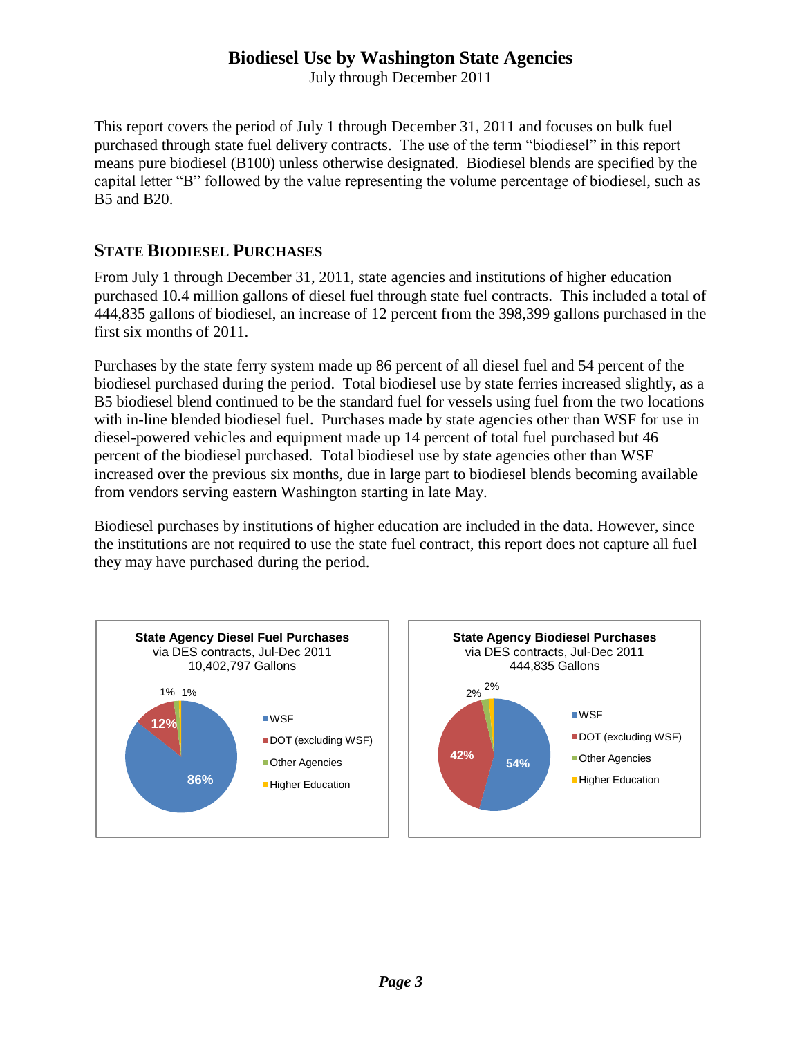# Biodiesel Use by Washington State Agencies

July through December 2011

This report covers the period of July 1 through December 31, 2011 and focuses on bulk fuel purchased through state fuel delivery contracts. The use of the term "biodiesel" in this report means pure biodiesel (B100) unless otherwise designated. Biodiesel blends are specified by the capital letter "B" followed by the value representing the volume percentage of biodiesel, such as B5 and B20.

## State Biodiesel Purchases

From July 1 through December 31, 2011, state agencies and institutions of higher education purchased 10.4 million gallons of diesel fuel through state fuel contracts. This included a total of 444,835 gallons of biodiesel, an increase of 12 percent from the 398,399 gallons purchased in the first six months of 2011.

Purchases by the state ferry system made up 86 percent of all diesel fuel and 54 percent of the biodiesel purchased during the period. Total biodiesel use by state ferries increased slightly, as a B5 biodiesel blend continued to be the standard fuel for vessels using fuel from the two locations with in-line blended biodiesel fuel. Purchases made by state agencies other than WSF for use in diesel-powered vehicles and equipment made up 14 percent of total fuel purchased but 46 percent of the biodiesel purchased. Total biodiesel use by state agencies other than WSF increased over the previous six months, due in large part to biodiesel blends becoming available from vendors serving eastern Washington starting in late May.

Biodiesel purchases by institutions of higher education are included in the data. However, since the institutions are not required to use the state fuel contract, this report does not capture all fuel they may have purchased during the period.

**State Agency Diesel Fuel Purchases**
via DES contracts, Jul-Dec 2011
10,402,797 Gallons

| Category | Share |
|---|---|
| WSF | 86% |
| DOT (excluding WSF) | 12% |
| Other Agencies | 1% |
| Higher Education | 1% |

**State Agency Biodiesel Purchases**
via DES contracts, Jul-Dec 2011
444,835 Gallons

| Category | Share |
|---|---|
| WSF | 54% |
| DOT (excluding WSF) | 42% |
| Other Agencies | 2% |
| Higher Education | 2% |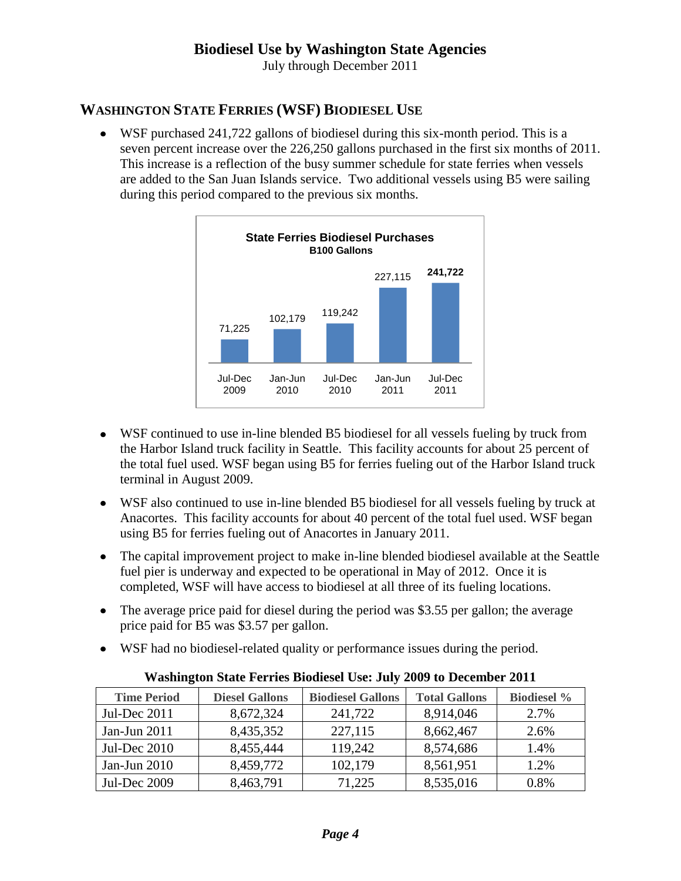# Biodiesel Use by Washington State Agencies

July through December 2011

## Washington State Ferries (WSF) Biodiesel Use

- WSF purchased 241,722 gallons of biodiesel during this six-month period. This is a seven percent increase over the 226,250 gallons purchased in the first six months of 2011. This increase is a reflection of the busy summer schedule for state ferries when vessels are added to the San Juan Islands service. Two additional vessels using B5 were sailing during this period compared to the previous six months.

**State Ferries Biodiesel Purchases**
**B100 Gallons**

| Period | Gallons |
|---|---|
| Jul-Dec 2009 | 71,225 |
| Jan-Jun 2010 | 102,179 |
| Jul-Dec 2010 | 119,242 |
| Jan-Jun 2011 | 227,115 |
| Jul-Dec 2011 | 241,722 |

- WSF continued to use in-line blended B5 biodiesel for all vessels fueling by truck from the Harbor Island truck facility in Seattle. This facility accounts for about 25 percent of the total fuel used. WSF began using B5 for ferries fueling out of the Harbor Island truck terminal in August 2009.
- WSF also continued to use in-line blended B5 biodiesel for all vessels fueling by truck at Anacortes. This facility accounts for about 40 percent of the total fuel used. WSF began using B5 for ferries fueling out of Anacortes in January 2011.
- The capital improvement project to make in-line blended biodiesel available at the Seattle fuel pier is underway and expected to be operational in May of 2012. Once it is completed, WSF will have access to biodiesel at all three of its fueling locations.
- The average price paid for diesel during the period was $3.55 per gallon; the average price paid for B5 was $3.57 per gallon.
- WSF had no biodiesel-related quality or performance issues during the period.

**Washington State Ferries Biodiesel Use: July 2009 to December 2011**

| Time Period | Diesel Gallons | Biodiesel Gallons | Total Gallons | Biodiesel % |
|---|---|---|---|---|
| Jul-Dec 2011 | 8,672,324 | 241,722 | 8,914,046 | 2.7% |
| Jan-Jun 2011 | 8,435,352 | 227,115 | 8,662,467 | 2.6% |
| Jul-Dec 2010 | 8,455,444 | 119,242 | 8,574,686 | 1.4% |
| Jan-Jun 2010 | 8,459,772 | 102,179 | 8,561,951 | 1.2% |
| Jul-Dec 2009 | 8,463,791 | 71,225 | 8,535,016 | 0.8% |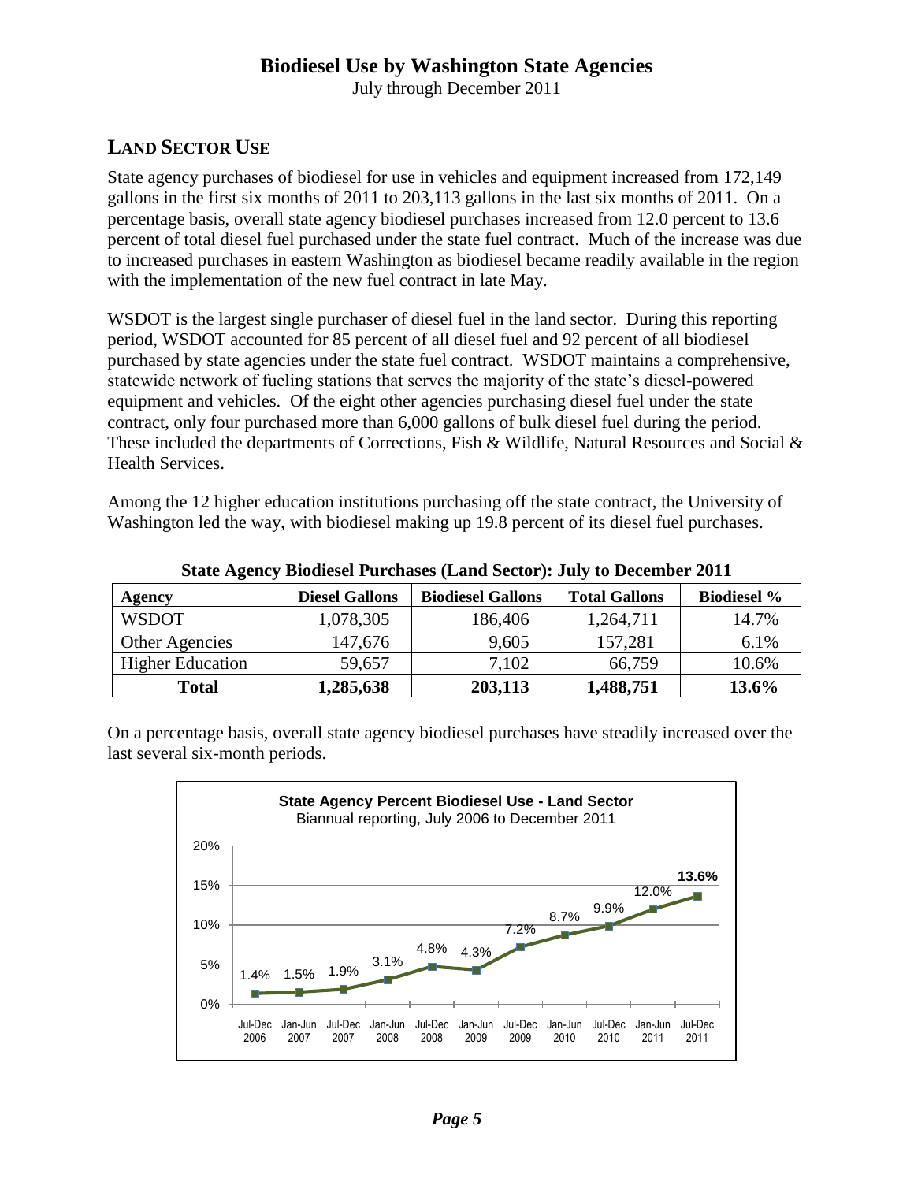# Biodiesel Use by Washington State Agencies

July through December 2011

## LAND SECTOR USE

State agency purchases of biodiesel for use in vehicles and equipment increased from 172,149 gallons in the first six months of 2011 to 203,113 gallons in the last six months of 2011. On a percentage basis, overall state agency biodiesel purchases increased from 12.0 percent to 13.6 percent of total diesel fuel purchased under the state fuel contract. Much of the increase was due to increased purchases in eastern Washington as biodiesel became readily available in the region with the implementation of the new fuel contract in late May.

WSDOT is the largest single purchaser of diesel fuel in the land sector. During this reporting period, WSDOT accounted for 85 percent of all diesel fuel and 92 percent of all biodiesel purchased by state agencies under the state fuel contract. WSDOT maintains a comprehensive, statewide network of fueling stations that serves the majority of the state's diesel-powered equipment and vehicles. Of the eight other agencies purchasing diesel fuel under the state contract, only four purchased more than 6,000 gallons of bulk diesel fuel during the period. These included the departments of Corrections, Fish & Wildlife, Natural Resources and Social & Health Services.

Among the 12 higher education institutions purchasing off the state contract, the University of Washington led the way, with biodiesel making up 19.8 percent of its diesel fuel purchases.

**State Agency Biodiesel Purchases (Land Sector): July to December 2011**

| Agency | Diesel Gallons | Biodiesel Gallons | Total Gallons | Biodiesel % |
|---|---|---|---|---|
| WSDOT | 1,078,305 | 186,406 | 1,264,711 | 14.7% |
| Other Agencies | 147,676 | 9,605 | 157,281 | 6.1% |
| Higher Education | 59,657 | 7,102 | 66,759 | 10.6% |
| **Total** | **1,285,638** | **203,113** | **1,488,751** | **13.6%** |

On a percentage basis, overall state agency biodiesel purchases have steadily increased over the last several six-month periods.

**State Agency Percent Biodiesel Use - Land Sector**

Biannual reporting, July 2006 to December 2011

| Period | Jul-Dec 2006 | Jan-Jun 2007 | Jul-Dec 2007 | Jan-Jun 2008 | Jul-Dec 2008 | Jan-Jun 2009 | Jul-Dec 2009 | Jan-Jun 2010 | Jul-Dec 2010 | Jan-Jun 2011 | Jul-Dec 2011 |
|---|---|---|---|---|---|---|---|---|---|---|---|
| Biodiesel % | 1.4% | 1.5% | 1.9% | 3.1% | 4.8% | 4.3% | 7.2% | 8.7% | 9.9% | 12.0% | **13.6%** |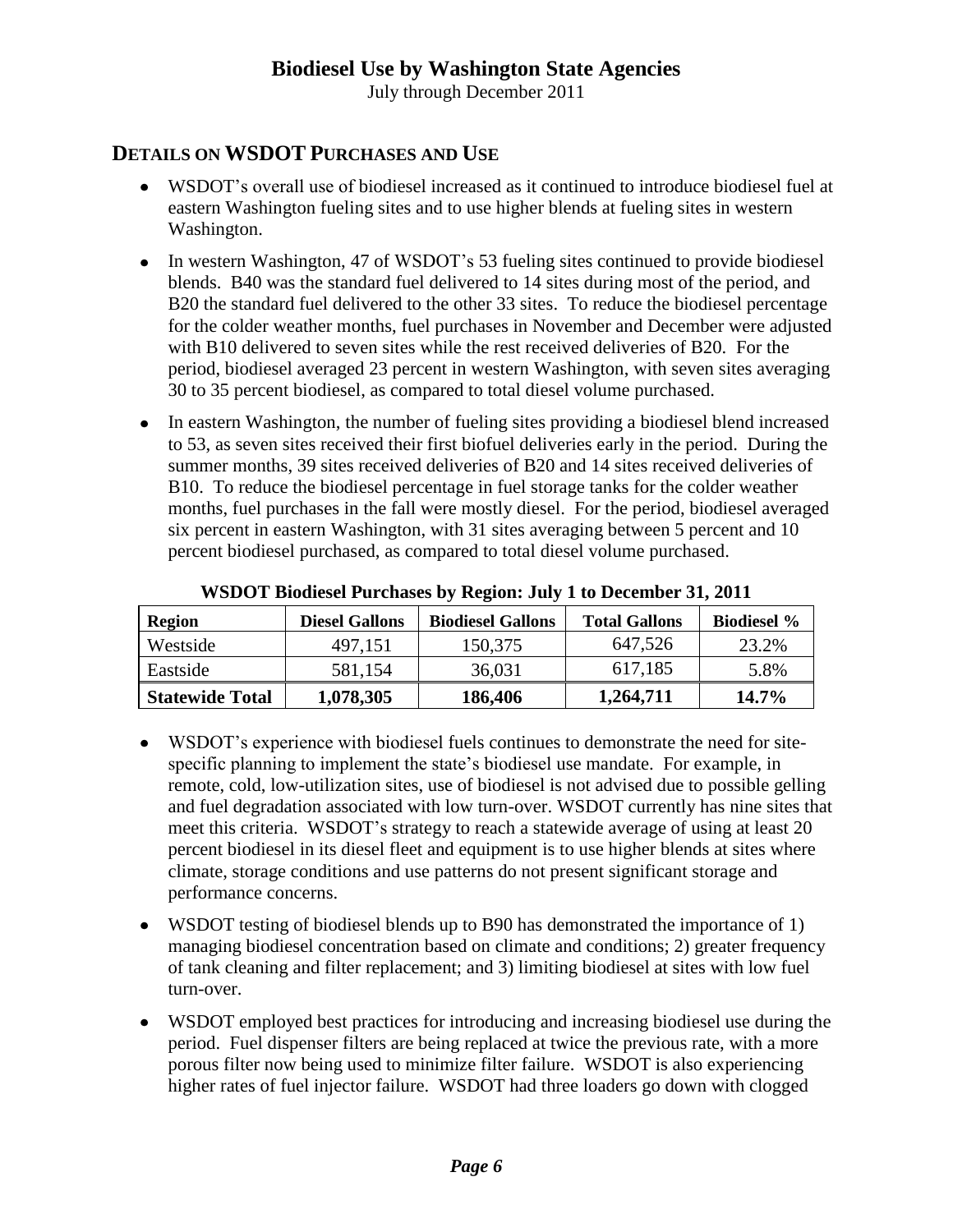# Biodiesel Use by Washington State Agencies

July through December 2011

## Details on WSDOT Purchases and Use

- WSDOT's overall use of biodiesel increased as it continued to introduce biodiesel fuel at eastern Washington fueling sites and to use higher blends at fueling sites in western Washington.
- In western Washington, 47 of WSDOT's 53 fueling sites continued to provide biodiesel blends. B40 was the standard fuel delivered to 14 sites during most of the period, and B20 the standard fuel delivered to the other 33 sites. To reduce the biodiesel percentage for the colder weather months, fuel purchases in November and December were adjusted with B10 delivered to seven sites while the rest received deliveries of B20. For the period, biodiesel averaged 23 percent in western Washington, with seven sites averaging 30 to 35 percent biodiesel, as compared to total diesel volume purchased.
- In eastern Washington, the number of fueling sites providing a biodiesel blend increased to 53, as seven sites received their first biofuel deliveries early in the period. During the summer months, 39 sites received deliveries of B20 and 14 sites received deliveries of B10. To reduce the biodiesel percentage in fuel storage tanks for the colder weather months, fuel purchases in the fall were mostly diesel. For the period, biodiesel averaged six percent in eastern Washington, with 31 sites averaging between 5 percent and 10 percent biodiesel purchased, as compared to total diesel volume purchased.

**WSDOT Biodiesel Purchases by Region: July 1 to December 31, 2011**

| Region | Diesel Gallons | Biodiesel Gallons | Total Gallons | Biodiesel % |
|---|---|---|---|---|
| Westside | 497,151 | 150,375 | 647,526 | 23.2% |
| Eastside | 581,154 | 36,031 | 617,185 | 5.8% |
| **Statewide Total** | **1,078,305** | **186,406** | **1,264,711** | **14.7%** |

- WSDOT's experience with biodiesel fuels continues to demonstrate the need for site-specific planning to implement the state's biodiesel use mandate. For example, in remote, cold, low-utilization sites, use of biodiesel is not advised due to possible gelling and fuel degradation associated with low turn-over. WSDOT currently has nine sites that meet this criteria. WSDOT's strategy to reach a statewide average of using at least 20 percent biodiesel in its diesel fleet and equipment is to use higher blends at sites where climate, storage conditions and use patterns do not present significant storage and performance concerns.
- WSDOT testing of biodiesel blends up to B90 has demonstrated the importance of 1) managing biodiesel concentration based on climate and conditions; 2) greater frequency of tank cleaning and filter replacement; and 3) limiting biodiesel at sites with low fuel turn-over.
- WSDOT employed best practices for introducing and increasing biodiesel use during the period. Fuel dispenser filters are being replaced at twice the previous rate, with a more porous filter now being used to minimize filter failure. WSDOT is also experiencing higher rates of fuel injector failure. WSDOT had three loaders go down with clogged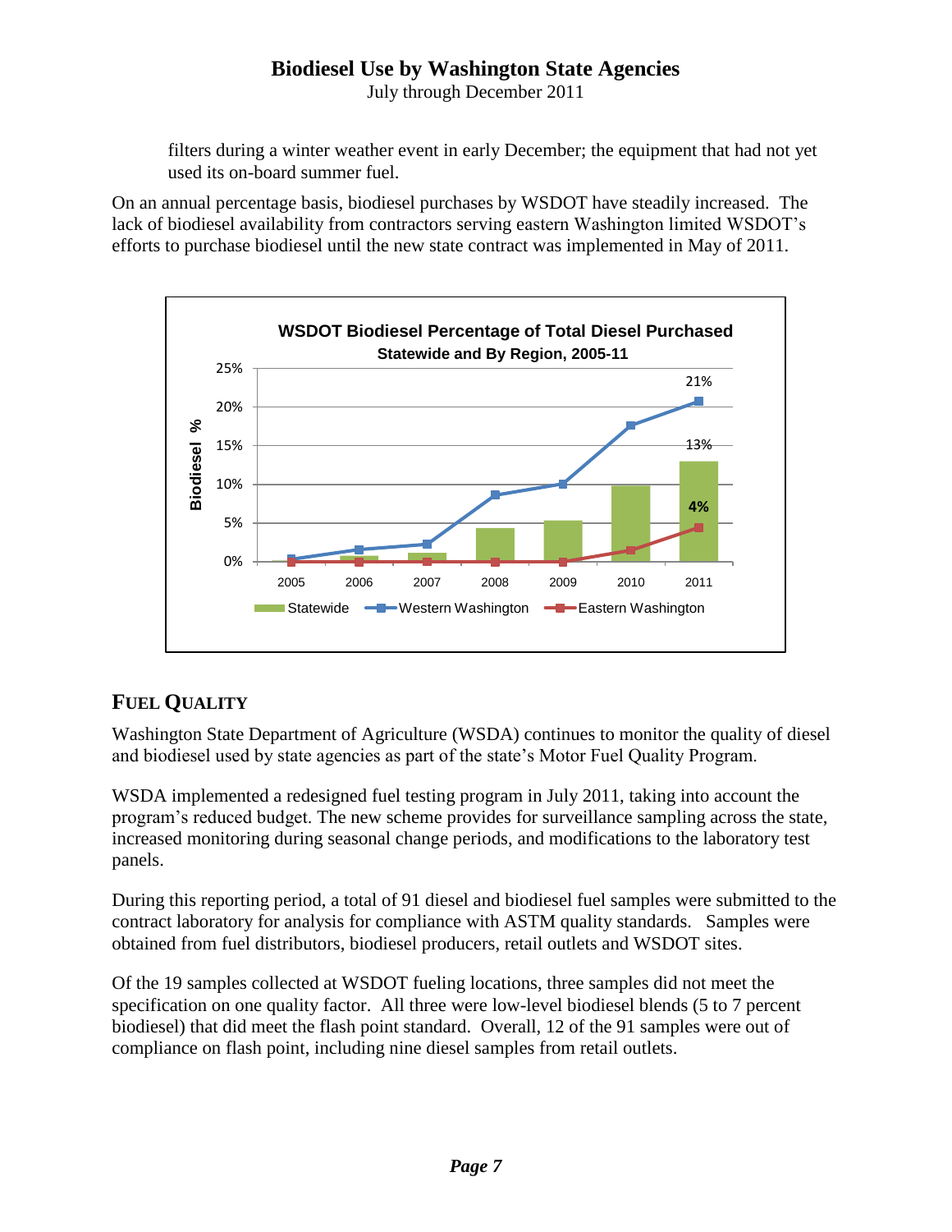filters during a winter weather event in early December; the equipment that had not yet used its on-board summer fuel.

On an annual percentage basis, biodiesel purchases by WSDOT have steadily increased. The lack of biodiesel availability from contractors serving eastern Washington limited WSDOT's efforts to purchase biodiesel until the new state contract was implemented in May of 2011.

**WSDOT Biodiesel Percentage of Total Diesel Purchased**
**Statewide and By Region, 2005-11**

## FUEL QUALITY

Washington State Department of Agriculture (WSDA) continues to monitor the quality of diesel and biodiesel used by state agencies as part of the state's Motor Fuel Quality Program.

WSDA implemented a redesigned fuel testing program in July 2011, taking into account the program's reduced budget. The new scheme provides for surveillance sampling across the state, increased monitoring during seasonal change periods, and modifications to the laboratory test panels.

During this reporting period, a total of 91 diesel and biodiesel fuel samples were submitted to the contract laboratory for analysis for compliance with ASTM quality standards. Samples were obtained from fuel distributors, biodiesel producers, retail outlets and WSDOT sites.

Of the 19 samples collected at WSDOT fueling locations, three samples did not meet the specification on one quality factor. All three were low-level biodiesel blends (5 to 7 percent biodiesel) that did meet the flash point standard. Overall, 12 of the 91 samples were out of compliance on flash point, including nine diesel samples from retail outlets.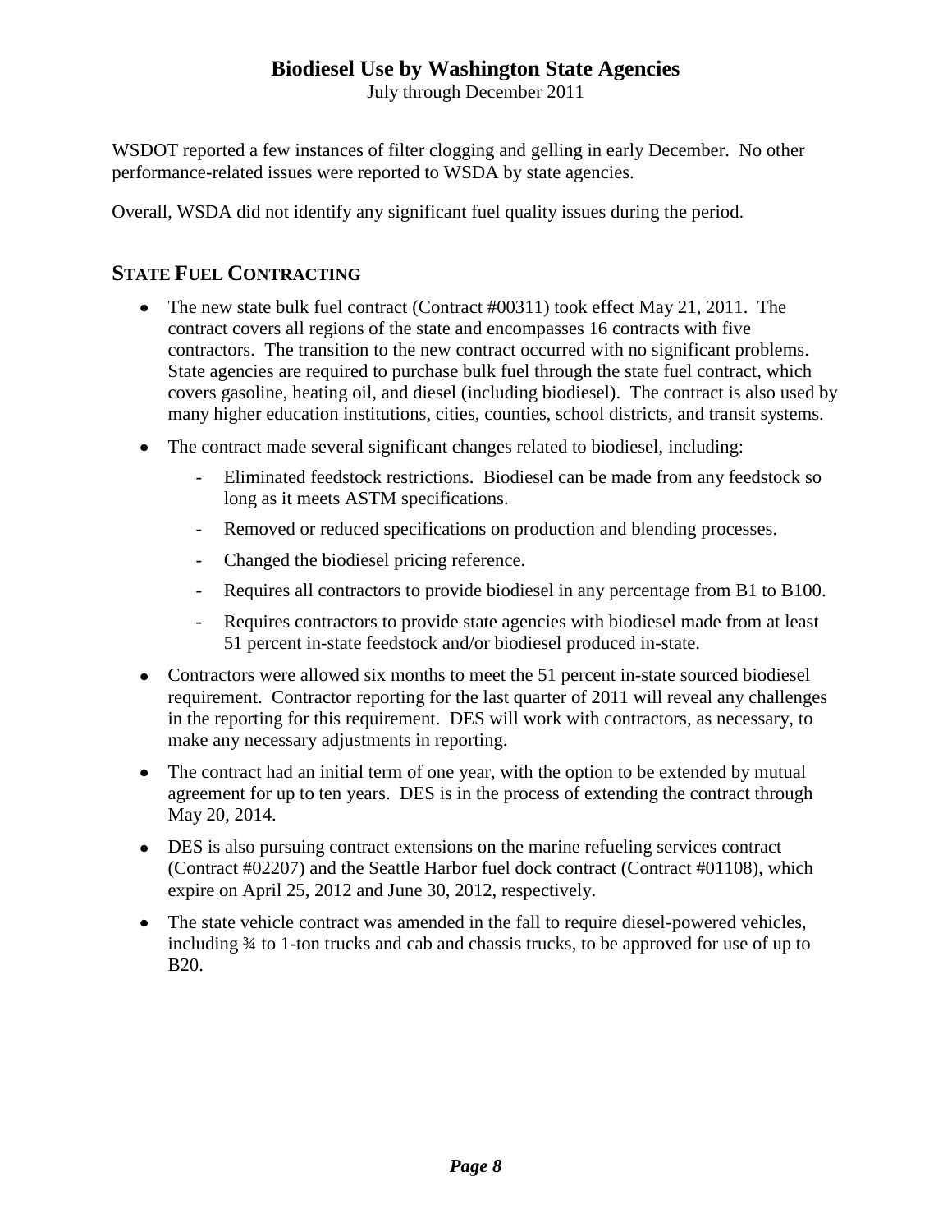WSDOT reported a few instances of filter clogging and gelling in early December. No other performance-related issues were reported to WSDA by state agencies.

Overall, WSDA did not identify any significant fuel quality issues during the period.

## STATE FUEL CONTRACTING

- The new state bulk fuel contract (Contract #00311) took effect May 21, 2011. The contract covers all regions of the state and encompasses 16 contracts with five contractors. The transition to the new contract occurred with no significant problems. State agencies are required to purchase bulk fuel through the state fuel contract, which covers gasoline, heating oil, and diesel (including biodiesel). The contract is also used by many higher education institutions, cities, counties, school districts, and transit systems.
- The contract made several significant changes related to biodiesel, including:
    - Eliminated feedstock restrictions. Biodiesel can be made from any feedstock so long as it meets ASTM specifications.
    - Removed or reduced specifications on production and blending processes.
    - Changed the biodiesel pricing reference.
    - Requires all contractors to provide biodiesel in any percentage from B1 to B100.
    - Requires contractors to provide state agencies with biodiesel made from at least 51 percent in-state feedstock and/or biodiesel produced in-state.
- Contractors were allowed six months to meet the 51 percent in-state sourced biodiesel requirement. Contractor reporting for the last quarter of 2011 will reveal any challenges in the reporting for this requirement. DES will work with contractors, as necessary, to make any necessary adjustments in reporting.
- The contract had an initial term of one year, with the option to be extended by mutual agreement for up to ten years. DES is in the process of extending the contract through May 20, 2014.
- DES is also pursuing contract extensions on the marine refueling services contract (Contract #02207) and the Seattle Harbor fuel dock contract (Contract #01108), which expire on April 25, 2012 and June 30, 2012, respectively.
- The state vehicle contract was amended in the fall to require diesel-powered vehicles, including ¾ to 1-ton trucks and cab and chassis trucks, to be approved for use of up to B20.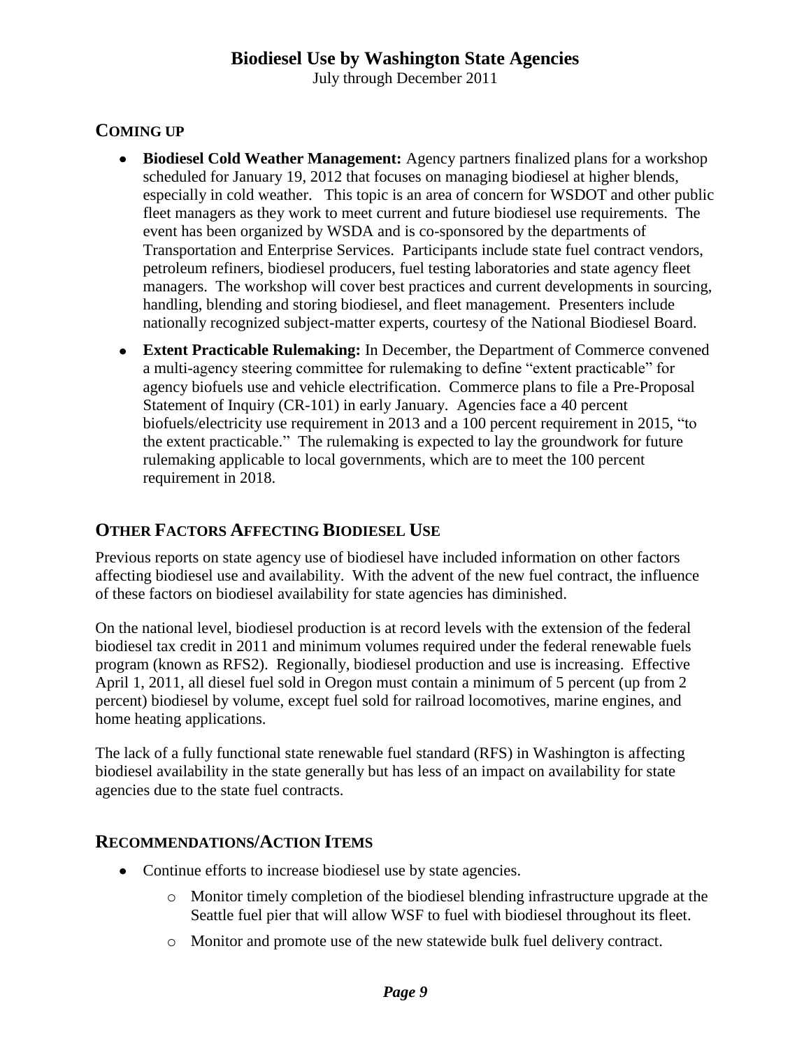## COMING UP

- **Biodiesel Cold Weather Management:** Agency partners finalized plans for a workshop scheduled for January 19, 2012 that focuses on managing biodiesel at higher blends, especially in cold weather. This topic is an area of concern for WSDOT and other public fleet managers as they work to meet current and future biodiesel use requirements. The event has been organized by WSDA and is co-sponsored by the departments of Transportation and Enterprise Services. Participants include state fuel contract vendors, petroleum refiners, biodiesel producers, fuel testing laboratories and state agency fleet managers. The workshop will cover best practices and current developments in sourcing, handling, blending and storing biodiesel, and fleet management. Presenters include nationally recognized subject-matter experts, courtesy of the National Biodiesel Board.
- **Extent Practicable Rulemaking:** In December, the Department of Commerce convened a multi-agency steering committee for rulemaking to define "extent practicable" for agency biofuels use and vehicle electrification. Commerce plans to file a Pre-Proposal Statement of Inquiry (CR-101) in early January. Agencies face a 40 percent biofuels/electricity use requirement in 2013 and a 100 percent requirement in 2015, "to the extent practicable." The rulemaking is expected to lay the groundwork for future rulemaking applicable to local governments, which are to meet the 100 percent requirement in 2018.

## OTHER FACTORS AFFECTING BIODIESEL USE

Previous reports on state agency use of biodiesel have included information on other factors affecting biodiesel use and availability. With the advent of the new fuel contract, the influence of these factors on biodiesel availability for state agencies has diminished.

On the national level, biodiesel production is at record levels with the extension of the federal biodiesel tax credit in 2011 and minimum volumes required under the federal renewable fuels program (known as RFS2). Regionally, biodiesel production and use is increasing. Effective April 1, 2011, all diesel fuel sold in Oregon must contain a minimum of 5 percent (up from 2 percent) biodiesel by volume, except fuel sold for railroad locomotives, marine engines, and home heating applications.

The lack of a fully functional state renewable fuel standard (RFS) in Washington is affecting biodiesel availability in the state generally but has less of an impact on availability for state agencies due to the state fuel contracts.

## RECOMMENDATIONS/ACTION ITEMS

- Continue efforts to increase biodiesel use by state agencies.
  - Monitor timely completion of the biodiesel blending infrastructure upgrade at the Seattle fuel pier that will allow WSF to fuel with biodiesel throughout its fleet.
  - Monitor and promote use of the new statewide bulk fuel delivery contract.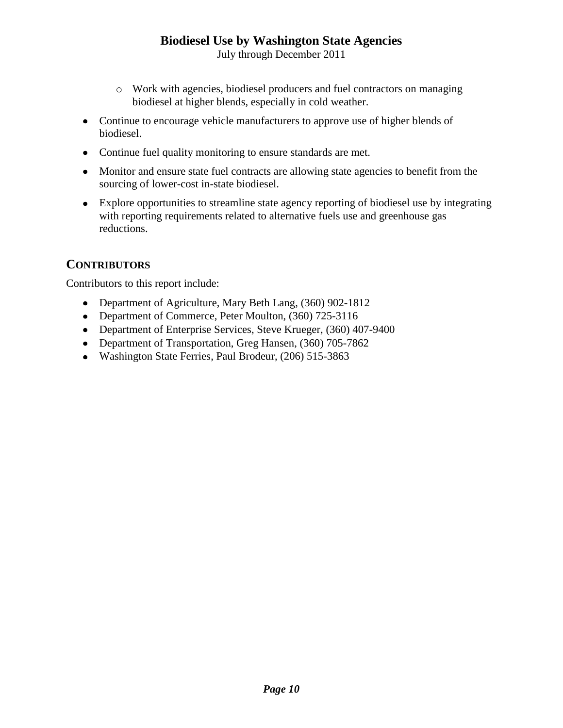- Work with agencies, biodiesel producers and fuel contractors on managing biodiesel at higher blends, especially in cold weather.
- Continue to encourage vehicle manufacturers to approve use of higher blends of biodiesel.
- Continue fuel quality monitoring to ensure standards are met.
- Monitor and ensure state fuel contracts are allowing state agencies to benefit from the sourcing of lower-cost in-state biodiesel.
- Explore opportunities to streamline state agency reporting of biodiesel use by integrating with reporting requirements related to alternative fuels use and greenhouse gas reductions.

## CONTRIBUTORS

Contributors to this report include:

- Department of Agriculture, Mary Beth Lang, (360) 902-1812
- Department of Commerce, Peter Moulton, (360) 725-3116
- Department of Enterprise Services, Steve Krueger, (360) 407-9400
- Department of Transportation, Greg Hansen, (360) 705-7862
- Washington State Ferries, Paul Brodeur, (206) 515-3863